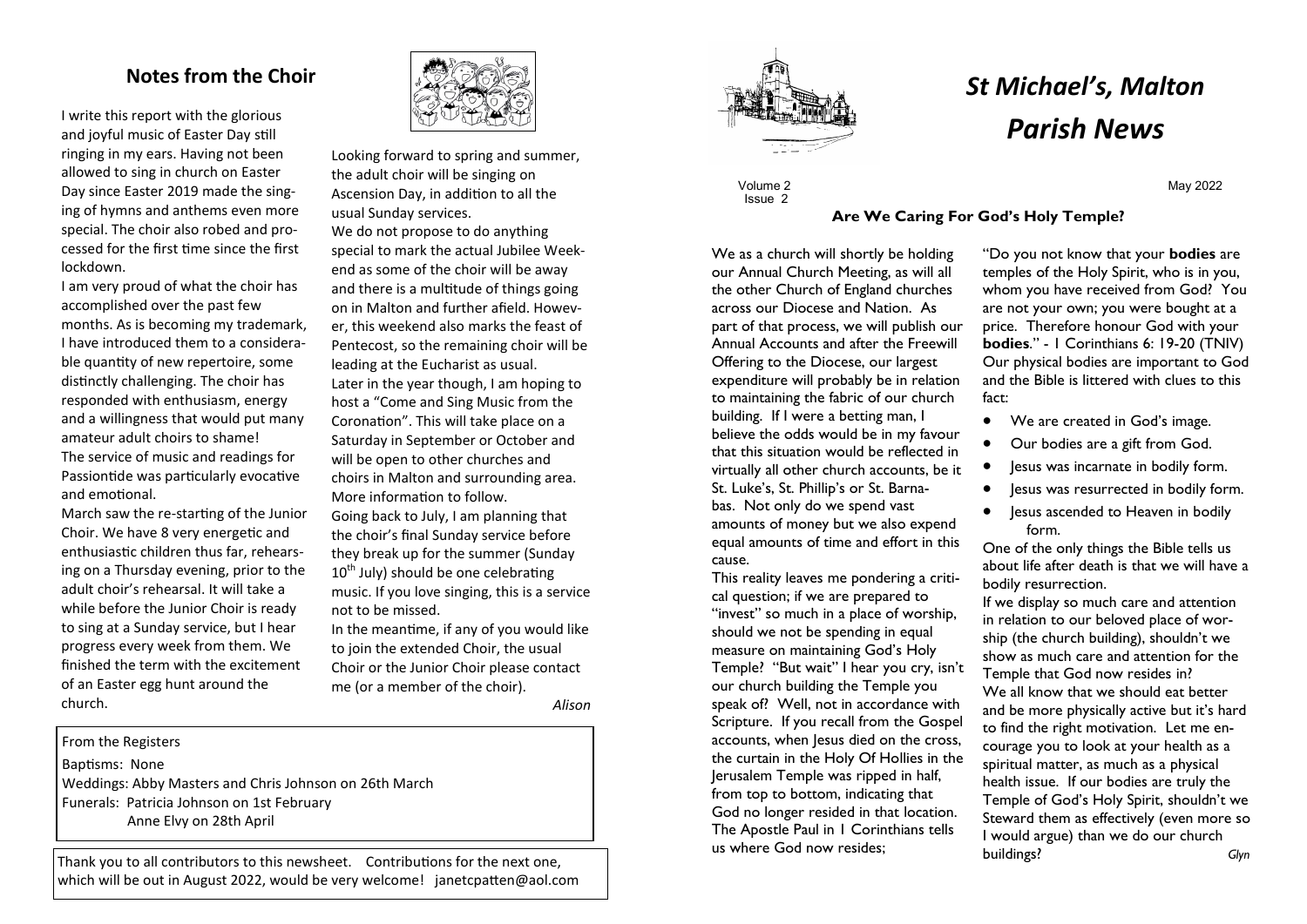## Notes from the Choir

I write this report with the glorious and joyful music of Easter Day still ringing in my ears. Having not been allowed to sing in church on Easter Day since Easter 2019 made the singing of hymns and anthems even more special. The choir also robed and processed for the first time since the first lockdown.

I am very proud of what the choir has accomplished over the past few months. As is becoming my trademark, I have introduced them to a considerable quantity of new repertoire, some distinctly challenging. The choir has responded with enthusiasm, energy and a willingness that would put many amateur adult choirs to shame!

The service of music and readings for Passiontide was particularly evocative and emotional.

March saw the re-starting of the Junior Choir. We have 8 very energetic and enthusiastic children thus far, rehearsing on a Thursday evening, prior to the adult choir's rehearsal. It will take a while before the Junior Choir is ready to sing at a Sunday service, but I hear progress every week from them. We finished the term with the excitement of an Easter egg hunt around the church.

Looking forward to spring and summer, the adult choir will be singing on Ascension Day, in addition to all the usual Sunday services.

We do not propose to do anything special to mark the actual Jubilee Weekend as some of the choir will be away and there is a multitude of things going on in Malton and further afield. However, this weekend also marks the feast of Pentecost, so the remaining choir will be leading at the Eucharist as usual.

Later in the year though, I am hoping to host a "Come and Sing Music from the Coronation". This will take place on a Saturday in September or October and will be open to other churches and choirs in Malton and surrounding area. More information to follow.

Going back to July, I am planning that the choir's final Sunday service before they break up for the summer (Sunday 10th July) should be one celebrating music. If you love singing, this is a service not to be missed.

In the meantime, if any of you would like to join the extended Choir, the usual Choir or the Junior Choir please contact me (or a member of the choir).

*Alison*

From the Registers

Baptisms: None

Weddings: Abby Masters and Chris Johnson on 26th March

Funerals: Patricia Johnson on 1st February
Anne Elvy on 28th April

Thank you to all contributors to this newsheet. Contributions for the next one, which will be out in August 2022, would be very welcome! janetcpatten@aol.com

# *St Michael's, Malton Parish News*

Volume 2
Issue 2

May 2022

### Are We Caring For God's Holy Temple?

We as a church will shortly be holding our Annual Church Meeting, as will all the other Church of England churches across our Diocese and Nation. As part of that process, we will publish our Annual Accounts and after the Freewill Offering to the Diocese, our largest expenditure will probably be in relation to maintaining the fabric of our church building. If I were a betting man, I believe the odds would be in my favour that this situation would be reflected in virtually all other church accounts, be it St. Luke's, St. Phillip's or St. Barnabas. Not only do we spend vast amounts of money but we also expend equal amounts of time and effort in this cause.

This reality leaves me pondering a critical question; if we are prepared to "invest" so much in a place of worship, should we not be spending in equal measure on maintaining God's Holy Temple? "But wait" I hear you cry, isn't our church building the Temple you speak of? Well, not in accordance with Scripture. If you recall from the Gospel accounts, when Jesus died on the cross, the curtain in the Holy Of Hollies in the Jerusalem Temple was ripped in half, from top to bottom, indicating that God no longer resided in that location. The Apostle Paul in 1 Corinthians tells us where God now resides;

"Do you not know that your **bodies** are temples of the Holy Spirit, who is in you, whom you have received from God? You are not your own; you were bought at a price. Therefore honour God with your **bodies**." - 1 Corinthians 6: 19-20 (TNIV)

Our physical bodies are important to God and the Bible is littered with clues to this fact:

- We are created in God's image.
- Our bodies are a gift from God.
- Jesus was incarnate in bodily form.
- Jesus was resurrected in bodily form.
- Jesus ascended to Heaven in bodily form.

One of the only things the Bible tells us about life after death is that we will have a bodily resurrection.

If we display so much care and attention in relation to our beloved place of worship (the church building), shouldn't we show as much care and attention for the Temple that God now resides in?

We all know that we should eat better and be more physically active but it's hard to find the right motivation. Let me encourage you to look at your health as a spiritual matter, as much as a physical health issue. If our bodies are truly the Temple of God's Holy Spirit, shouldn't we Steward them as effectively (even more so I would argue) than we do our church buildings?

*Glyn*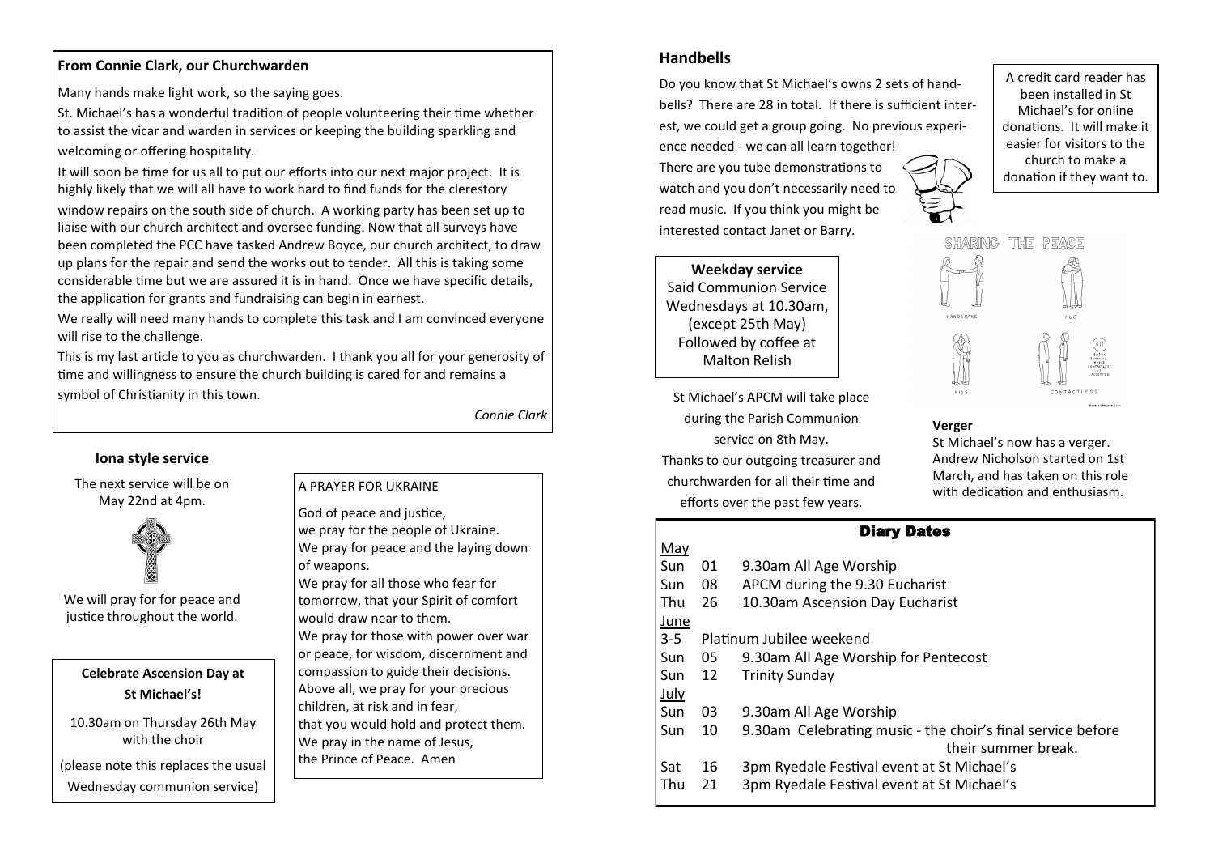## From Connie Clark, our Churchwarden

Many hands make light work, so the saying goes.

St. Michael's has a wonderful tradition of people volunteering their time whether to assist the vicar and warden in services or keeping the building sparkling and welcoming or offering hospitality.

It will soon be time for us all to put our efforts into our next major project. It is highly likely that we will all have to work hard to find funds for the clerestory window repairs on the south side of church. A working party has been set up to liaise with our church architect and oversee funding. Now that all surveys have been completed the PCC have tasked Andrew Boyce, our church architect, to draw up plans for the repair and send the works out to tender. All this is taking some considerable time but we are assured it is in hand. Once we have specific details, the application for grants and fundraising can begin in earnest.

We really will need many hands to complete this task and I am convinced everyone will rise to the challenge.

This is my last article to you as churchwarden. I thank you all for your generosity of time and willingness to ensure the church building is cared for and remains a symbol of Christianity in this town.

*Connie Clark*

### Iona style service

The next service will be on May 22nd at 4pm.

We will pray for for peace and justice throughout the world.

### Celebrate Ascension Day at St Michael's!

10.30am on Thursday 26th May with the choir

(please note this replaces the usual Wednesday communion service)

### A PRAYER FOR UKRAINE

God of peace and justice,
we pray for the people of Ukraine.
We pray for peace and the laying down of weapons.
We pray for all those who fear for tomorrow, that your Spirit of comfort would draw near to them.
We pray for those with power over war or peace, for wisdom, discernment and compassion to guide their decisions.
Above all, we pray for your precious children, at risk and in fear,
that you would hold and protect them.
We pray in the name of Jesus,
the Prince of Peace. Amen

## Handbells

Do you know that St Michael's owns 2 sets of handbells? There are 28 in total. If there is sufficient interest, we could get a group going. No previous experience needed - we can all learn together! There are you tube demonstrations to watch and you don't necessarily need to read music. If you think you might be interested contact Janet or Barry.

A credit card reader has been installed in St Michael's for online donations. It will make it easier for visitors to the church to make a donation if they want to.

### Weekday service

Said Communion Service
Wednesdays at 10.30am, (except 25th May)
Followed by coffee at Malton Relish

St Michael's APCM will take place during the Parish Communion service on 8th May.
Thanks to our outgoing treasurer and churchwarden for all their time and efforts over the past few years.

### Verger

St Michael's now has a verger. Andrew Nicholson started on 1st March, and has taken on this role with dedication and enthusiasm.

## Diary Dates

**May**

| | | |
|---|---|---|
| Sun | 01 | 9.30am All Age Worship |
| Sun | 08 | APCM during the 9.30 Eucharist |
| Thu | 26 | 10.30am Ascension Day Eucharist |

**June**

| | | |
|---|---|---|
| 3-5 | | Platinum Jubilee weekend |
| Sun | 05 | 9.30am All Age Worship for Pentecost |
| Sun | 12 | Trinity Sunday |

**July**

| | | |
|---|---|---|
| Sun | 03 | 9.30am All Age Worship |
| Sun | 10 | 9.30am Celebrating music - the choir's final service before their summer break. |
| Sat | 16 | 3pm Ryedale Festival event at St Michael's |
| Thu | 21 | 3pm Ryedale Festival event at St Michael's |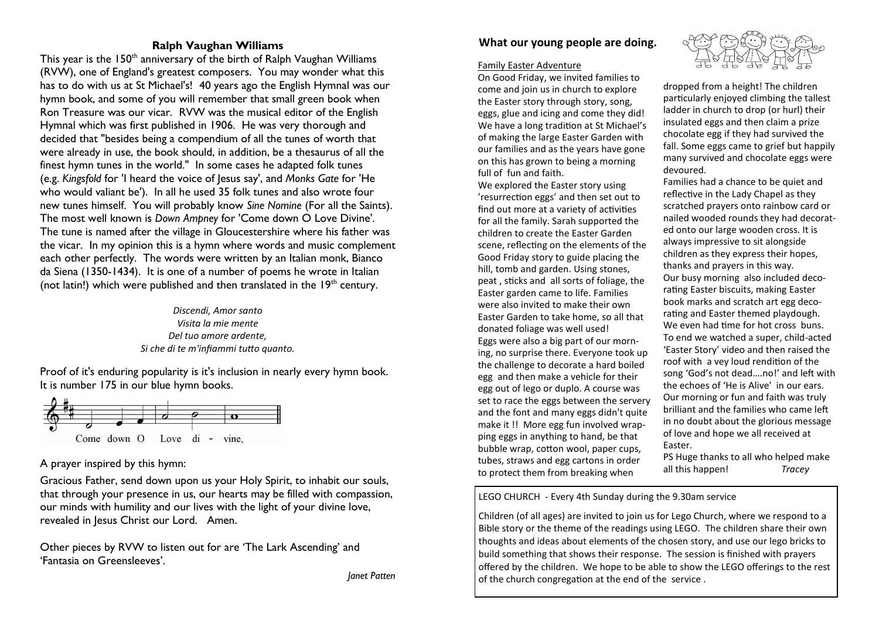## Ralph Vaughan Williams

This year is the 150th anniversary of the birth of Ralph Vaughan Williams (RVW), one of England's greatest composers. You may wonder what this has to do with us at St Michael's! 40 years ago the English Hymnal was our hymn book, and some of you will remember that small green book when Ron Treasure was our vicar. RVW was the musical editor of the English Hymnal which was first published in 1906. He was very thorough and decided that "besides being a compendium of all the tunes of worth that were already in use, the book should, in addition, be a thesaurus of all the finest hymn tunes in the world." In some cases he adapted folk tunes (e.g. *Kingsfold* for 'I heard the voice of Jesus say', and *Monks Gate* for 'He who would valiant be'). In all he used 35 folk tunes and also wrote four new tunes himself. You will probably know *Sine Nomine* (For all the Saints). The most well known is *Down Ampney* for 'Come down O Love Divine'. The tune is named after the village in Gloucestershire where his father was the vicar. In my opinion this is a hymn where words and music complement each other perfectly. The words were written by an Italian monk, Bianco da Siena (1350-1434). It is one of a number of poems he wrote in Italian (not latin!) which were published and then translated in the 19th century.

*Discendi, Amor santo*
*Visita la mie mente*
*Del tuo amore ardente,*
*Si che di te m'infiammi tutto quanto.*

Proof of it's enduring popularity is it's inclusion in nearly every hymn book. It is number 175 in our blue hymn books.

Come down O Love di - vine,

A prayer inspired by this hymn:

Gracious Father, send down upon us your Holy Spirit, to inhabit our souls, that through your presence in us, our hearts may be filled with compassion, our minds with humility and our lives with the light of your divine love, revealed in Jesus Christ our Lord. Amen.

Other pieces by RVW to listen out for are 'The Lark Ascending' and 'Fantasia on Greensleeves'.

*Janet Patten*

## What our young people are doing.

### Family Easter Adventure

On Good Friday, we invited families to come and join us in church to explore the Easter story through story, song, eggs, glue and icing and come they did! We have a long tradition at St Michael's of making the large Easter Garden with our families and as the years have gone on this has grown to being a morning full of fun and faith.

We explored the Easter story using 'resurrection eggs' and then set out to find out more at a variety of activities for all the family. Sarah supported the children to create the Easter Garden scene, reflecting on the elements of the Good Friday story to guide placing the hill, tomb and garden. Using stones, peat , sticks and all sorts of foliage, the Easter garden came to life. Families were also invited to make their own Easter Garden to take home, so all that donated foliage was well used!

Eggs were also a big part of our morning, no surprise there. Everyone took up the challenge to decorate a hard boiled egg and then make a vehicle for their egg out of lego or duplo. A course was set to race the eggs between the servery and the font and many eggs didn't quite make it !! More egg fun involved wrapping eggs in anything to hand, be that bubble wrap, cotton wool, paper cups, tubes, straws and egg cartons in order to protect them from breaking when dropped from a height! The children particularly enjoyed climbing the tallest ladder in church to drop (or hurl) their insulated eggs and then claim a prize chocolate egg if they had survived the fall. Some eggs came to grief but happily many survived and chocolate eggs were devoured.

Families had a chance to be quiet and reflective in the Lady Chapel as they scratched prayers onto rainbow card or nailed wooded rounds they had decorated onto our large wooden cross. It is always impressive to sit alongside children as they express their hopes, thanks and prayers in this way.

Our busy morning also included decorating Easter biscuits, making Easter book marks and scratch art egg decorating and Easter themed playdough. We even had time for hot cross buns.

To end we watched a super, child-acted 'Easter Story' video and then raised the roof with a vey loud rendition of the song 'God's not dead….no!' and left with the echoes of 'He is Alive' in our ears. Our morning or fun and faith was truly brilliant and the families who came left in no doubt about the glorious message of love and hope we all received at Easter.

PS Huge thanks to all who helped make all this happen! *Tracey*

LEGO CHURCH - Every 4th Sunday during the 9.30am service

Children (of all ages) are invited to join us for Lego Church, where we respond to a Bible story or the theme of the readings using LEGO. The children share their own thoughts and ideas about elements of the chosen story, and use our lego bricks to build something that shows their response. The session is finished with prayers offered by the children. We hope to be able to show the LEGO offerings to the rest of the church congregation at the end of the service .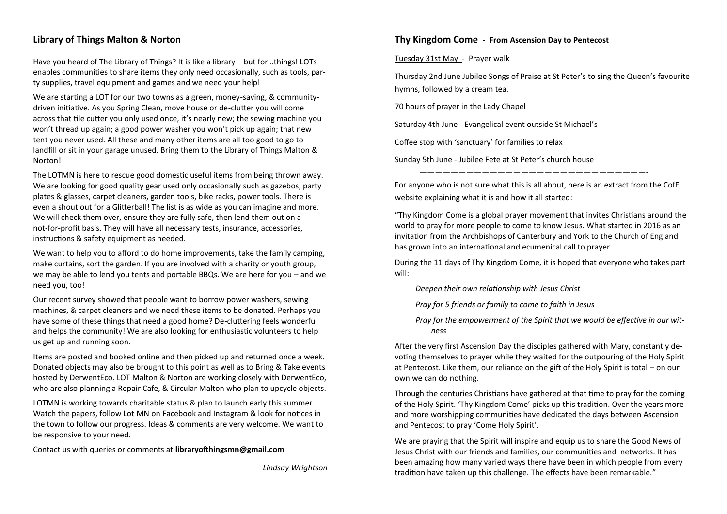## Library of Things Malton & Norton

Have you heard of The Library of Things? It is like a library – but for…things! LOTs enables communities to share items they only need occasionally, such as tools, party supplies, travel equipment and games and we need your help!

We are starting a LOT for our two towns as a green, money-saving, & community-driven initiative. As you Spring Clean, move house or de-clutter you will come across that tile cutter you only used once, it's nearly new; the sewing machine you won't thread up again; a good power washer you won't pick up again; that new tent you never used. All these and many other items are all too good to go to landfill or sit in your garage unused. Bring them to the Library of Things Malton & Norton!

The LOTMN is here to rescue good domestic useful items from being thrown away. We are looking for good quality gear used only occasionally such as gazebos, party plates & glasses, carpet cleaners, garden tools, bike racks, power tools. There is even a shout out for a Glitterball! The list is as wide as you can imagine and more. We will check them over, ensure they are fully safe, then lend them out on a not-for-profit basis. They will have all necessary tests, insurance, accessories, instructions & safety equipment as needed.

We want to help you to afford to do home improvements, take the family camping, make curtains, sort the garden. If you are involved with a charity or youth group, we may be able to lend you tents and portable BBQs. We are here for you – and we need you, too!

Our recent survey showed that people want to borrow power washers, sewing machines, & carpet cleaners and we need these items to be donated. Perhaps you have some of these things that need a good home? De-cluttering feels wonderful and helps the community! We are also looking for enthusiastic volunteers to help us get up and running soon.

Items are posted and booked online and then picked up and returned once a week. Donated objects may also be brought to this point as well as to Bring & Take events hosted by DerwentEco. LOT Malton & Norton are working closely with DerwentEco, who are also planning a Repair Cafe, & Circular Malton who plan to upcycle objects.

LOTMN is working towards charitable status & plan to launch early this summer. Watch the papers, follow Lot MN on Facebook and Instagram & look for notices in the town to follow our progress. Ideas & comments are very welcome. We want to be responsive to your need.

Contact us with queries or comments at **libraryofthingsmn@gmail.com**

*Lindsay Wrightson*

## Thy Kingdom Come - From Ascension Day to Pentecost

Tuesday 31st May - Prayer walk

Thursday 2nd June Jubilee Songs of Praise at St Peter's to sing the Queen's favourite hymns, followed by a cream tea.

70 hours of prayer in the Lady Chapel

Saturday 4th June - Evangelical event outside St Michael's

Coffee stop with 'sanctuary' for families to relax

Sunday 5th June - Jubilee Fete at St Peter's church house

———————————————————————————————-

For anyone who is not sure what this is all about, here is an extract from the CofE website explaining what it is and how it all started:

"Thy Kingdom Come is a global prayer movement that invites Christians around the world to pray for more people to come to know Jesus. What started in 2016 as an invitation from the Archbishops of Canterbury and York to the Church of England has grown into an international and ecumenical call to prayer.

During the 11 days of Thy Kingdom Come, it is hoped that everyone who takes part will:

*Deepen their own relationship with Jesus Christ*

*Pray for 5 friends or family to come to faith in Jesus*

*Pray for the empowerment of the Spirit that we would be effective in our witness*

After the very first Ascension Day the disciples gathered with Mary, constantly devoting themselves to prayer while they waited for the outpouring of the Holy Spirit at Pentecost. Like them, our reliance on the gift of the Holy Spirit is total – on our own we can do nothing.

Through the centuries Christians have gathered at that time to pray for the coming of the Holy Spirit. 'Thy Kingdom Come' picks up this tradition. Over the years more and more worshipping communities have dedicated the days between Ascension and Pentecost to pray 'Come Holy Spirit'.

We are praying that the Spirit will inspire and equip us to share the Good News of Jesus Christ with our friends and families, our communities and networks. It has been amazing how many varied ways there have been in which people from every tradition have taken up this challenge. The effects have been remarkable."